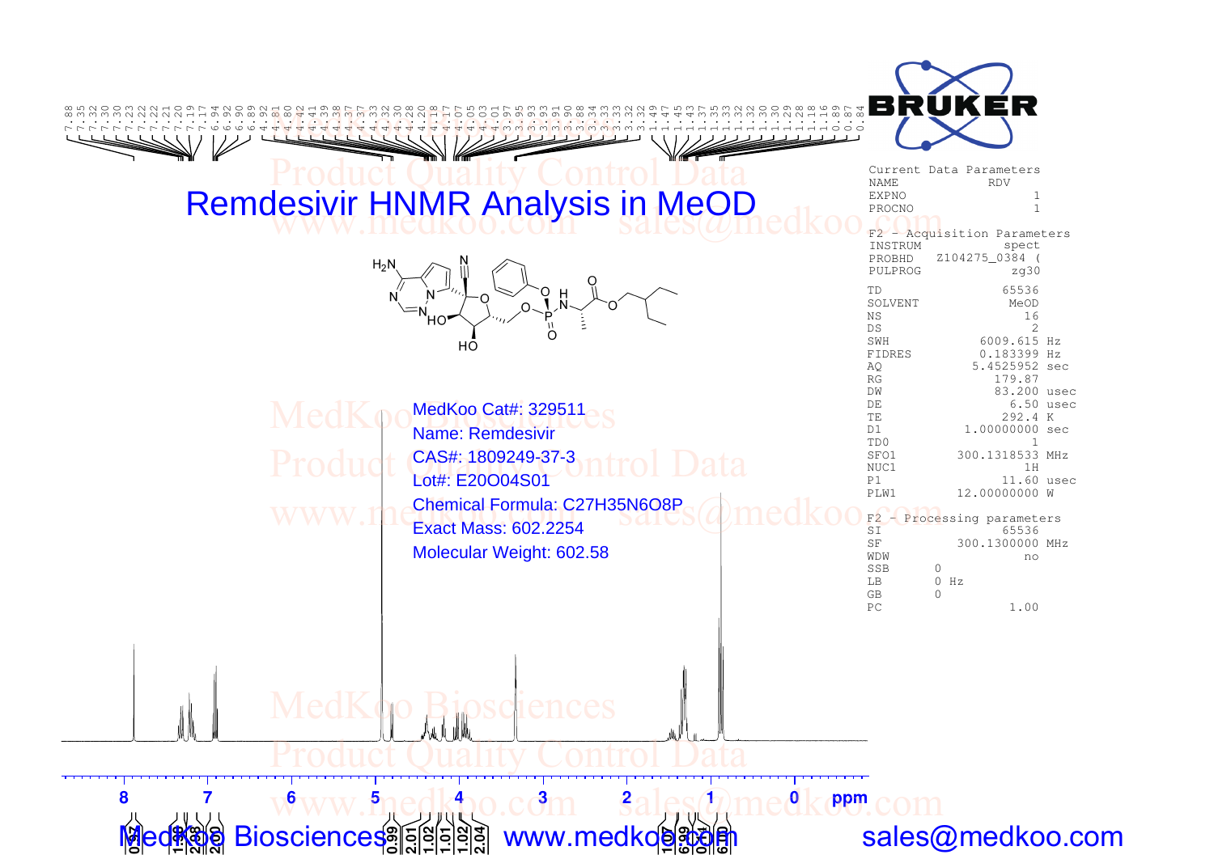# Remdesivir HNMR Analysis in MeOD

MedKoo Cat#: 329511
Name: Remdesivir
CAS#: 1809249-37-3
Lot#: E20O04S01
Chemical Formula: C27H35N6O8P
Exact Mass: 602.2254
Molecular Weight: 602.58

7.88 7.35 7.32 7.30 7.23 7.22 7.22 7.21 7.20 7.19 7.17 6.94 6.92 6.90 6.89 4.92 4.81 4.80 4.42 4.41 4.39 4.38 4.37 4.37 4.33 4.32 4.30 4.28 4.20 4.18 4.17 4.07 4.05 4.03 4.01 3.97 3.95 3.93 3.93 3.91 3.90 3.88 3.34 3.33 3.33 3.32 3.32 1.49 1.47 1.45 1.43 1.37 1.35 1.33 1.32 1.32 1.30 1.30 1.29 1.28 1.18 1.16 0.89 0.87 0.84

Current Data Parameters

| | |
|---|---|
| NAME | RDV |
| EXPNO | 1 |
| PROCNO | 1 |

F2 - Acquisition Parameters

| | |
|---|---|
| INSTRUM | spect |
| PROBHD | Z104275_0384 ( |
| PULPROG | zg30 |
| TD | 65536 |
| SOLVENT | MeOD |
| NS | 16 |
| DS | 2 |
| SWH | 6009.615 Hz |
| FIDRES | 0.183399 Hz |
| AQ | 5.4525952 sec |
| RG | 179.87 |
| DW | 83.200 usec |
| DE | 6.50 usec |
| TE | 292.4 K |
| D1 | 1.00000000 sec |
| TD0 | 1 |
| SFO1 | 300.1318533 MHz |
| NUC1 | 1H |
| P1 | 11.60 usec |
| PLW1 | 12.00000000 W |

F2 - Processing parameters

| | |
|---|---|
| SI | 65536 |
| SF | 300.1300000 MHz |
| WDW | no |
| SSB | 0 |
| LB | 0 Hz |
| GB | 0 |
| PC | 1.00 |

ppm: 8 7 6 5 4 3 2 1 0

Integrals: 0.97 1.96 2.98 2.00 0.99 2.01 1.02 1.01 1.02 2.04 1.07 6.99 3.04 6.00

MedKoo Biosciences www.medkoo.com sales@medkoo.com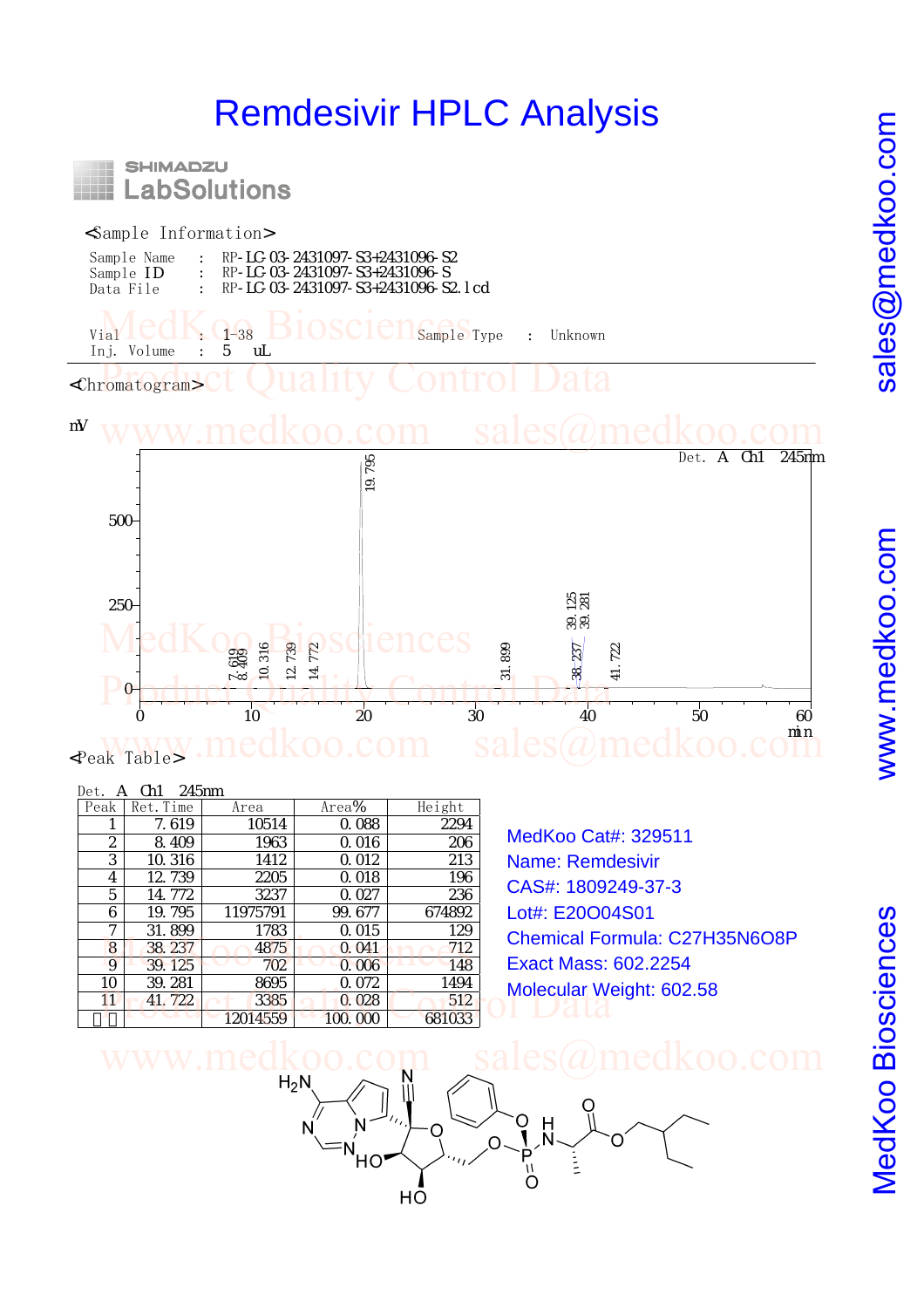# Remdesivir HPLC Analysis

SHIMADZU
LabSolutions

<Sample Information>

Sample Name : RP-LC-03-2431097-S3+2431096-S2
Sample ID : RP-LC-03-2431097-S3+2431096-S
Data File : RP-LC-03-2431097-S3+2431096-S2.lcd

Vial : 1-38 Sample Type : Unknown
Inj. Volume : 5 uL

<Chromatogram>

<Peak Table>

Det. A Ch1 245nm

| Peak | Ret. Time | Area | Area% | Height |
|---|---|---|---|---|
| 1 | 7.619 | 10514 | 0.088 | 2294 |
| 2 | 8.409 | 1963 | 0.016 | 206 |
| 3 | 10.316 | 1412 | 0.012 | 213 |
| 4 | 12.739 | 2205 | 0.018 | 196 |
| 5 | 14.772 | 3237 | 0.027 | 236 |
| 6 | 19.795 | 11975791 | 99.677 | 674892 |
| 7 | 31.899 | 1783 | 0.015 | 129 |
| 8 | 38.237 | 4875 | 0.041 | 712 |
| 9 | 39.125 | 702 | 0.006 | 148 |
| 10 | 39.281 | 8695 | 0.072 | 1494 |
| 11 | 41.722 | 3385 | 0.028 | 512 |
| 总计 | | 12014559 | 100.000 | 681033 |

MedKoo Cat#: 329511
Name: Remdesivir
CAS#: 1809249-37-3
Lot#: E20O04S01
Chemical Formula: $C_{27}H_{35}N_6O_8P$
Exact Mass: 602.2254
Molecular Weight: 602.58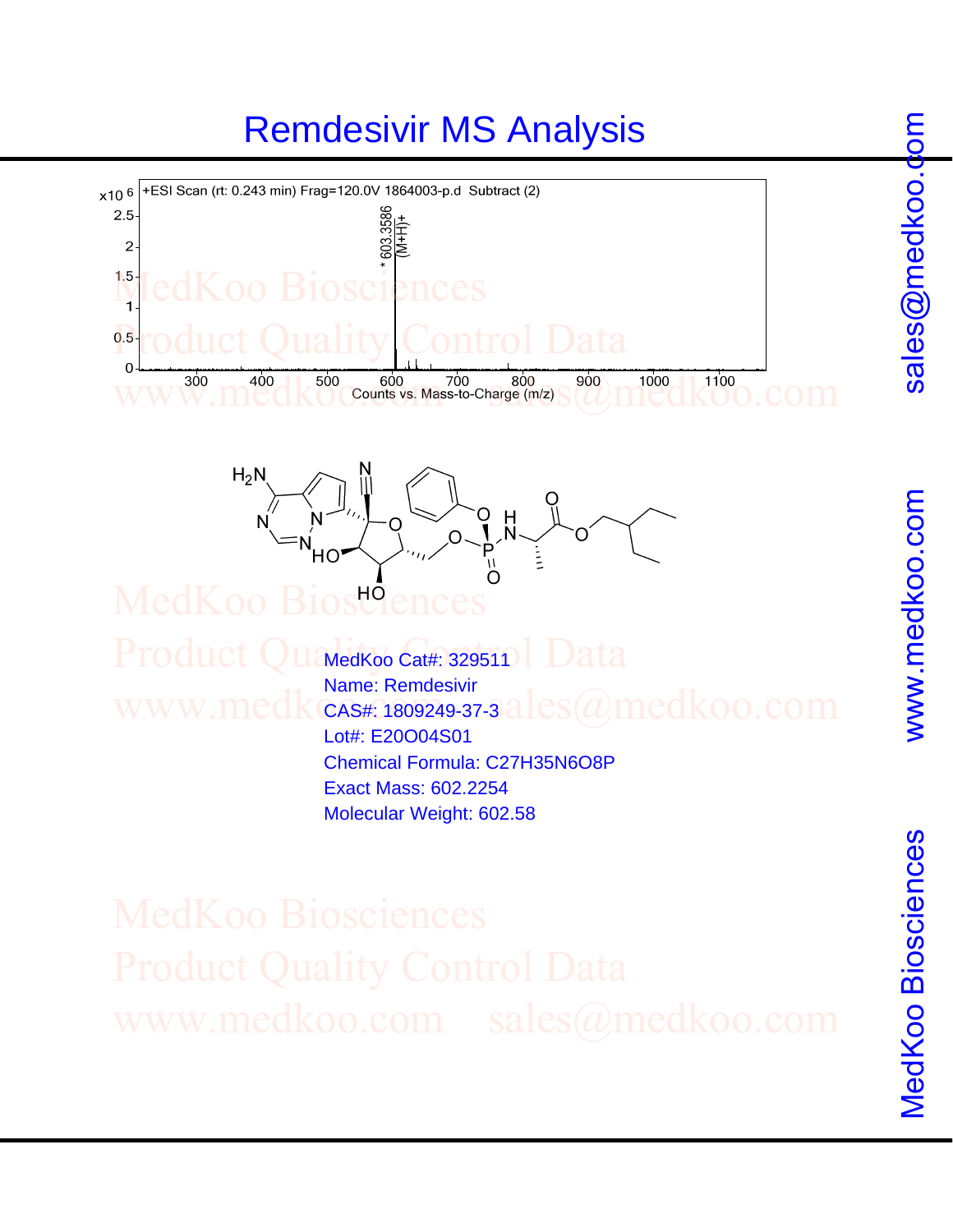# Remdesivir MS Analysis

x10 6 +ESI Scan (rt: 0.243 min) Frag=120.0V 1864003-p.d Subtract (2)

2.5
2
1.5
1
0.5
0

* 603.3586 (M+H)+

300 400 500 600 700 800 900 1000 1100

Counts vs. Mass-to-Charge (m/z)

H2N N N N HO HO N O O O P O H N O O

MedKoo Cat#: 329511
Name: Remdesivir
CAS#: 1809249-37-3
Lot#: E20O04S01
Chemical Formula: $C_{27}H_{35}N_6O_8P$
Exact Mass: 602.2254
Molecular Weight: 602.58